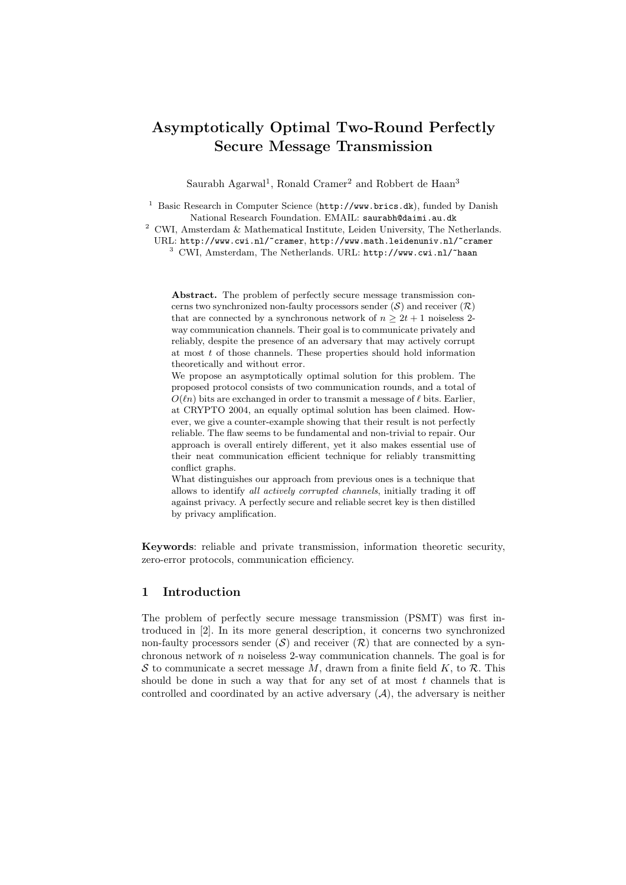# Asymptotically Optimal Two-Round Perfectly Secure Message Transmission

Saurabh Agarwal[1], Ronald Cramer[2] and Robbert de Haan[3]

[1] Basic Research in Computer Science (http://www.brics.dk), funded by Danish National Research Foundation. EMAIL: saurabh@daimi.au.dk

[2] CWI, Amsterdam & Mathematical Institute, Leiden University, The Netherlands. URL: http://www.cwi.nl/~cramer, http://www.math.leidenuniv.nl/~cramer

[3] CWI, Amsterdam, The Netherlands. URL: http://www.cwi.nl/~haan

**Abstract.** The problem of perfectly secure message transmission concerns two synchronized non-faulty processors sender ($\mathcal{S}$) and receiver ($\mathcal{R}$) that are connected by a synchronous network of $n \geq 2t+1$ noiseless 2-way communication channels. Their goal is to communicate privately and reliably, despite the presence of an adversary that may actively corrupt at most $t$ of those channels. These properties should hold information theoretically and without error.

We propose an asymptotically optimal solution for this problem. The proposed protocol consists of two communication rounds, and a total of $O(\ell n)$ bits are exchanged in order to transmit a message of $\ell$ bits. Earlier, at CRYPTO 2004, an equally optimal solution has been claimed. However, we give a counter-example showing that their result is not perfectly reliable. The flaw seems to be fundamental and non-trivial to repair. Our approach is overall entirely different, yet it also makes essential use of their neat communication efficient technique for reliably transmitting conflict graphs.

What distinguishes our approach from previous ones is a technique that allows to identify *all actively corrupted channels*, initially trading it off against privacy. A perfectly secure and reliable secret key is then distilled by privacy amplification.

**Keywords**: reliable and private transmission, information theoretic security, zero-error protocols, communication efficiency.

## 1 Introduction

The problem of perfectly secure message transmission (PSMT) was first introduced in [2]. In its more general description, it concerns two synchronized non-faulty processors sender ($\mathcal{S}$) and receiver ($\mathcal{R}$) that are connected by a synchronous network of $n$ noiseless 2-way communication channels. The goal is for $\mathcal{S}$ to communicate a secret message $M$, drawn from a finite field $K$, to $\mathcal{R}$. This should be done in such a way that for any set of at most $t$ channels that is controlled and coordinated by an active adversary ($\mathcal{A}$), the adversary is neither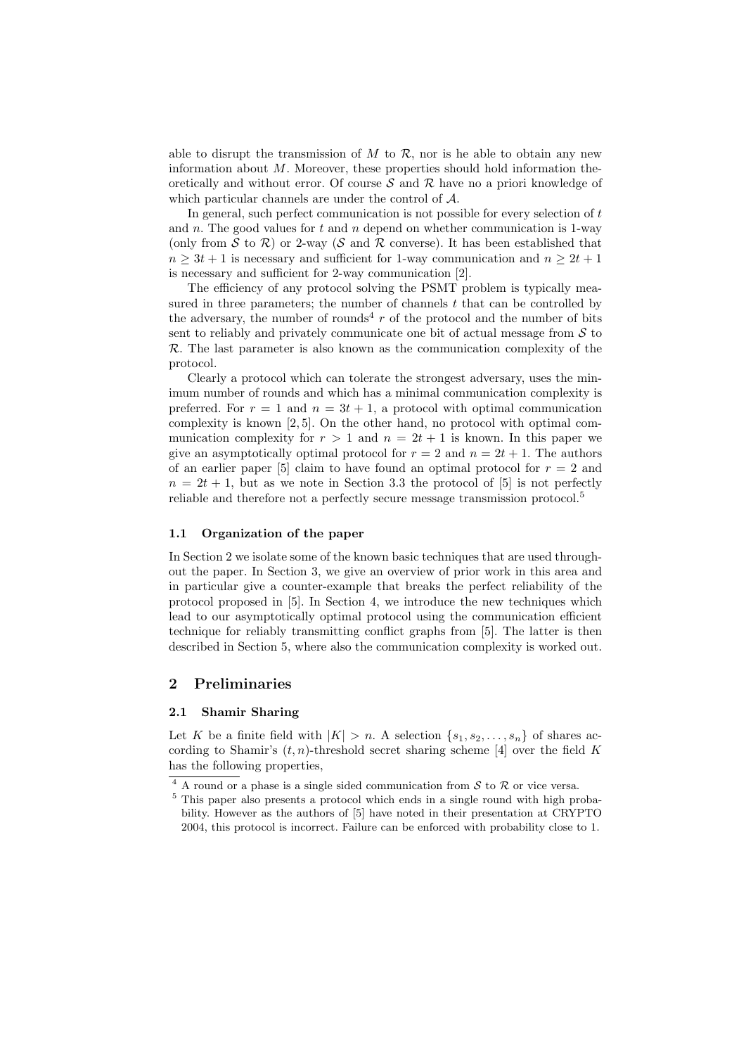able to disrupt the transmission of $M$ to $\mathcal{R}$, nor is he able to obtain any new information about $M$. Moreover, these properties should hold information theoretically and without error. Of course $\mathcal{S}$ and $\mathcal{R}$ have no a priori knowledge of which particular channels are under the control of $\mathcal{A}$.

In general, such perfect communication is not possible for every selection of $t$ and $n$. The good values for $t$ and $n$ depend on whether communication is 1-way (only from $\mathcal{S}$ to $\mathcal{R}$) or 2-way ($\mathcal{S}$ and $\mathcal{R}$ converse). It has been established that $n \geq 3t+1$ is necessary and sufficient for 1-way communication and $n \geq 2t+1$ is necessary and sufficient for 2-way communication [2].

The efficiency of any protocol solving the PSMT problem is typically measured in three parameters; the number of channels $t$ that can be controlled by the adversary, the number of rounds[4] $r$ of the protocol and the number of bits sent to reliably and privately communicate one bit of actual message from $\mathcal{S}$ to $\mathcal{R}$. The last parameter is also known as the communication complexity of the protocol.

Clearly a protocol which can tolerate the strongest adversary, uses the minimum number of rounds and which has a minimal communication complexity is preferred. For $r = 1$ and $n = 3t+1$, a protocol with optimal communication complexity is known [2, 5]. On the other hand, no protocol with optimal communication complexity for $r > 1$ and $n = 2t+1$ is known. In this paper we give an asymptotically optimal protocol for $r = 2$ and $n = 2t+1$. The authors of an earlier paper [5] claim to have found an optimal protocol for $r = 2$ and $n = 2t+1$, but as we note in Section 3.3 the protocol of [5] is not perfectly reliable and therefore not a perfectly secure message transmission protocol.[5]

### 1.1 Organization of the paper

In Section 2 we isolate some of the known basic techniques that are used throughout the paper. In Section 3, we give an overview of prior work in this area and in particular give a counter-example that breaks the perfect reliability of the protocol proposed in [5]. In Section 4, we introduce the new techniques which lead to our asymptotically optimal protocol using the communication efficient technique for reliably transmitting conflict graphs from [5]. The latter is then described in Section 5, where also the communication complexity is worked out.

## 2 Preliminaries

### 2.1 Shamir Sharing

Let $K$ be a finite field with $|K| > n$. A selection $\{s_1, s_2, \ldots, s_n\}$ of shares according to Shamir's $(t, n)$-threshold secret sharing scheme [4] over the field $K$ has the following properties,

---

[4] A round or a phase is a single sided communication from $\mathcal{S}$ to $\mathcal{R}$ or vice versa.

[5] This paper also presents a protocol which ends in a single round with high probability. However as the authors of [5] have noted in their presentation at CRYPTO 2004, this protocol is incorrect. Failure can be enforced with probability close to 1.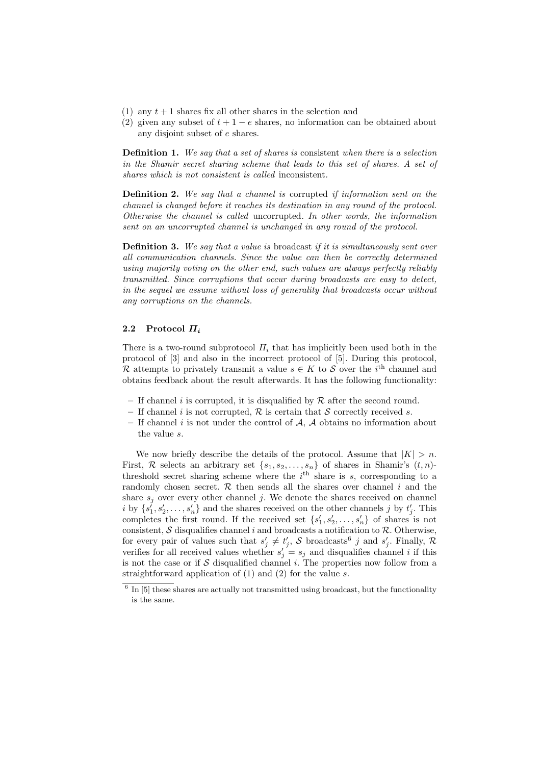(1) any $t+1$ shares fix all other shares in the selection and
(2) given any subset of $t+1-e$ shares, no information can be obtained about any disjoint subset of $e$ shares.

**Definition 1.** *We say that a set of shares is* consistent *when there is a selection in the Shamir secret sharing scheme that leads to this set of shares. A set of shares which is not consistent is called* inconsistent.

**Definition 2.** *We say that a channel is* corrupted *if information sent on the channel is changed before it reaches its destination in any round of the protocol. Otherwise the channel is called* uncorrupted. *In other words, the information sent on an uncorrupted channel is unchanged in any round of the protocol.*

**Definition 3.** *We say that a value is* broadcast *if it is simultaneously sent over all communication channels. Since the value can then be correctly determined using majority voting on the other end, such values are always perfectly reliably transmitted. Since corruptions that occur during broadcasts are easy to detect, in the sequel we assume without loss of generality that broadcasts occur without any corruptions on the channels.*

### 2.2 Protocol $\Pi_i$

There is a two-round subprotocol $\Pi_i$ that has implicitly been used both in the protocol of [3] and also in the incorrect protocol of [5]. During this protocol, $\mathcal{R}$ attempts to privately transmit a value $s \in K$ to $\mathcal{S}$ over the $i^{\text{th}}$ channel and obtains feedback about the result afterwards. It has the following functionality:

- If channel $i$ is corrupted, it is disqualified by $\mathcal{R}$ after the second round.
- If channel $i$ is not corrupted, $\mathcal{R}$ is certain that $\mathcal{S}$ correctly received $s$.
- If channel $i$ is not under the control of $\mathcal{A}$, $\mathcal{A}$ obtains no information about the value $s$.

We now briefly describe the details of the protocol. Assume that $|K| > n$. First, $\mathcal{R}$ selects an arbitrary set $\{s_1, s_2, \ldots, s_n\}$ of shares in Shamir's $(t,n)$-threshold secret sharing scheme where the $i^{\text{th}}$ share is $s$, corresponding to a randomly chosen secret. $\mathcal{R}$ then sends all the shares over channel $i$ and the share $s_j$ over every other channel $j$. We denote the shares received on channel $i$ by $\{s'_1, s'_2, \ldots, s'_n\}$ and the shares received on the other channels $j$ by $t'_j$. This completes the first round. If the received set $\{s'_1, s'_2, \ldots, s'_n\}$ of shares is not consistent, $\mathcal{S}$ disqualifies channel $i$ and broadcasts a notification to $\mathcal{R}$. Otherwise, for every pair of values such that $s'_j \neq t'_j$, $\mathcal{S}$ broadcasts[6] $j$ and $s'_j$. Finally, $\mathcal{R}$ verifies for all received values whether $s'_j = s_j$ and disqualifies channel $i$ if this is not the case or if $\mathcal{S}$ disqualified channel $i$. The properties now follow from a straightforward application of (1) and (2) for the value $s$.

[6] In [5] these shares are actually not transmitted using broadcast, but the functionality is the same.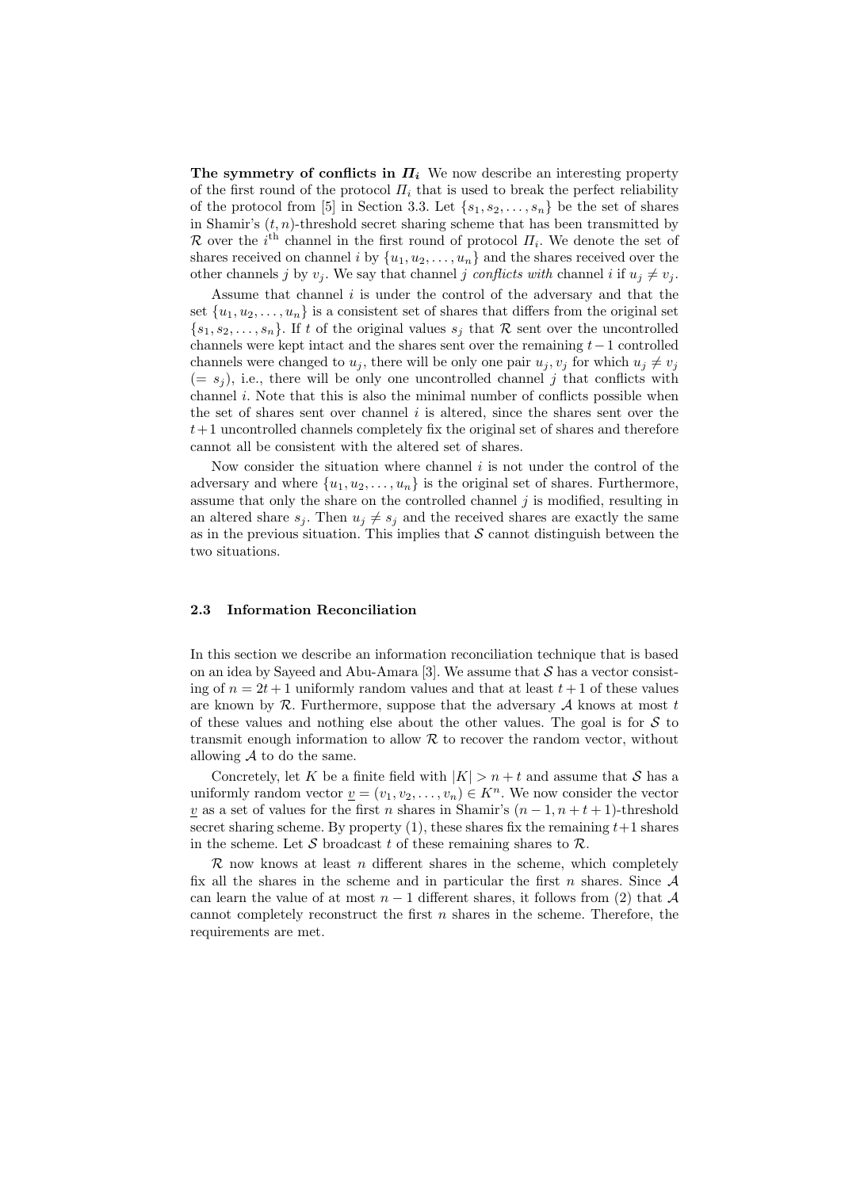**The symmetry of conflicts in $\Pi_i$** We now describe an interesting property of the first round of the protocol $\Pi_i$ that is used to break the perfect reliability of the protocol from [5] in Section 3.3. Let $\{s_1, s_2, \ldots, s_n\}$ be the set of shares in Shamir's $(t, n)$-threshold secret sharing scheme that has been transmitted by $\mathcal{R}$ over the $i^{\text{th}}$ channel in the first round of protocol $\Pi_i$. We denote the set of shares received on channel $i$ by $\{u_1, u_2, \ldots, u_n\}$ and the shares received over the other channels $j$ by $v_j$. We say that channel $j$ *conflicts with* channel $i$ if $u_j \neq v_j$.

Assume that channel $i$ is under the control of the adversary and that the set $\{u_1, u_2, \ldots, u_n\}$ is a consistent set of shares that differs from the original set $\{s_1, s_2, \ldots, s_n\}$. If $t$ of the original values $s_j$ that $\mathcal{R}$ sent over the uncontrolled channels were kept intact and the shares sent over the remaining $t-1$ controlled channels were changed to $u_j$, there will be only one pair $u_j, v_j$ for which $u_j \neq v_j$ $(= s_j)$, i.e., there will be only one uncontrolled channel $j$ that conflicts with channel $i$. Note that this is also the minimal number of conflicts possible when the set of shares sent over channel $i$ is altered, since the shares sent over the $t+1$ uncontrolled channels completely fix the original set of shares and therefore cannot all be consistent with the altered set of shares.

Now consider the situation where channel $i$ is not under the control of the adversary and where $\{u_1, u_2, \ldots, u_n\}$ is the original set of shares. Furthermore, assume that only the share on the controlled channel $j$ is modified, resulting in an altered share $s_j$. Then $u_j \neq s_j$ and the received shares are exactly the same as in the previous situation. This implies that $\mathcal{S}$ cannot distinguish between the two situations.

### 2.3 Information Reconciliation

In this section we describe an information reconciliation technique that is based on an idea by Sayeed and Abu-Amara [3]. We assume that $\mathcal{S}$ has a vector consisting of $n = 2t+1$ uniformly random values and that at least $t+1$ of these values are known by $\mathcal{R}$. Furthermore, suppose that the adversary $\mathcal{A}$ knows at most $t$ of these values and nothing else about the other values. The goal is for $\mathcal{S}$ to transmit enough information to allow $\mathcal{R}$ to recover the random vector, without allowing $\mathcal{A}$ to do the same.

Concretely, let $K$ be a finite field with $|K| > n + t$ and assume that $\mathcal{S}$ has a uniformly random vector $\underline{v} = (v_1, v_2, \ldots, v_n) \in K^n$. We now consider the vector $\underline{v}$ as a set of values for the first $n$ shares in Shamir's $(n-1, n+t+1)$-threshold secret sharing scheme. By property (1), these shares fix the remaining $t+1$ shares in the scheme. Let $\mathcal{S}$ broadcast $t$ of these remaining shares to $\mathcal{R}$.

$\mathcal{R}$ now knows at least $n$ different shares in the scheme, which completely fix all the shares in the scheme and in particular the first $n$ shares. Since $\mathcal{A}$ can learn the value of at most $n-1$ different shares, it follows from (2) that $\mathcal{A}$ cannot completely reconstruct the first $n$ shares in the scheme. Therefore, the requirements are met.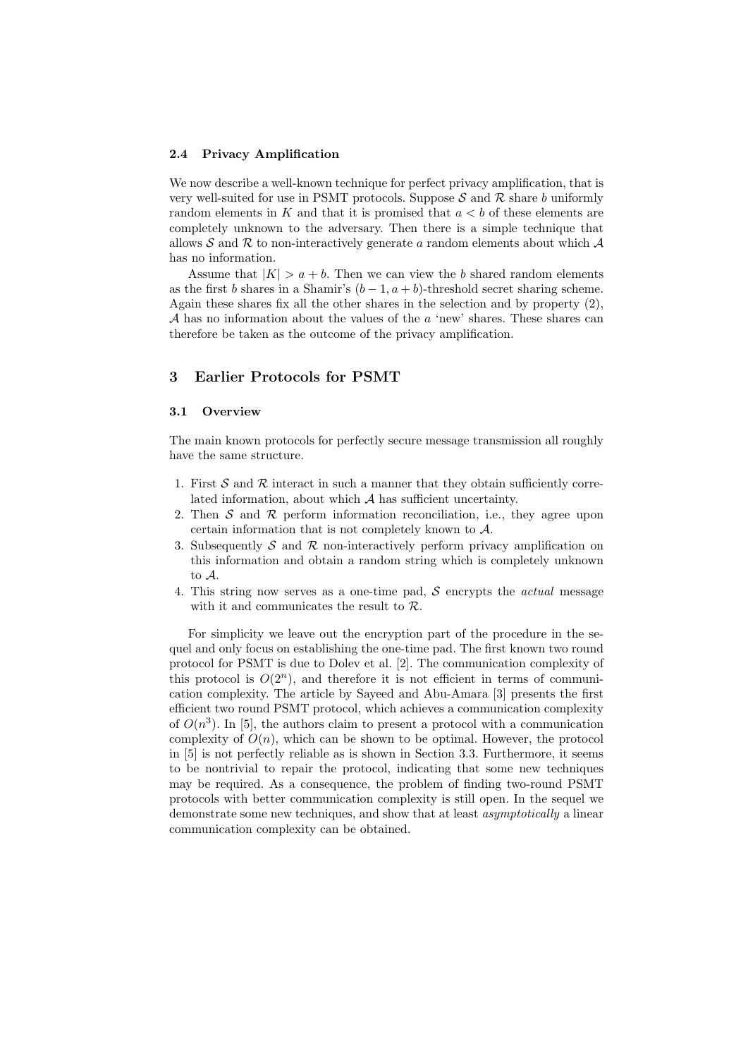### 2.4 Privacy Amplification

We now describe a well-known technique for perfect privacy amplification, that is very well-suited for use in PSMT protocols. Suppose $\mathcal{S}$ and $\mathcal{R}$ share $b$ uniformly random elements in $K$ and that it is promised that $a < b$ of these elements are completely unknown to the adversary. Then there is a simple technique that allows $\mathcal{S}$ and $\mathcal{R}$ to non-interactively generate $a$ random elements about which $\mathcal{A}$ has no information.

Assume that $|K| > a + b$. Then we can view the $b$ shared random elements as the first $b$ shares in a Shamir's $(b-1, a+b)$-threshold secret sharing scheme. Again these shares fix all the other shares in the selection and by property (2), $\mathcal{A}$ has no information about the values of the $a$ 'new' shares. These shares can therefore be taken as the outcome of the privacy amplification.

## 3 Earlier Protocols for PSMT

### 3.1 Overview

The main known protocols for perfectly secure message transmission all roughly have the same structure.

1. First $\mathcal{S}$ and $\mathcal{R}$ interact in such a manner that they obtain sufficiently correlated information, about which $\mathcal{A}$ has sufficient uncertainty.
2. Then $\mathcal{S}$ and $\mathcal{R}$ perform information reconciliation, i.e., they agree upon certain information that is not completely known to $\mathcal{A}$.
3. Subsequently $\mathcal{S}$ and $\mathcal{R}$ non-interactively perform privacy amplification on this information and obtain a random string which is completely unknown to $\mathcal{A}$.
4. This string now serves as a one-time pad, $\mathcal{S}$ encrypts the *actual* message with it and communicates the result to $\mathcal{R}$.

For simplicity we leave out the encryption part of the procedure in the sequel and only focus on establishing the one-time pad. The first known two round protocol for PSMT is due to Dolev et al. [2]. The communication complexity of this protocol is $O(2^n)$, and therefore it is not efficient in terms of communication complexity. The article by Sayeed and Abu-Amara [3] presents the first efficient two round PSMT protocol, which achieves a communication complexity of $O(n^3)$. In [5], the authors claim to present a protocol with a communication complexity of $O(n)$, which can be shown to be optimal. However, the protocol in [5] is not perfectly reliable as is shown in Section 3.3. Furthermore, it seems to be nontrivial to repair the protocol, indicating that some new techniques may be required. As a consequence, the problem of finding two-round PSMT protocols with better communication complexity is still open. In the sequel we demonstrate some new techniques, and show that at least *asymptotically* a linear communication complexity can be obtained.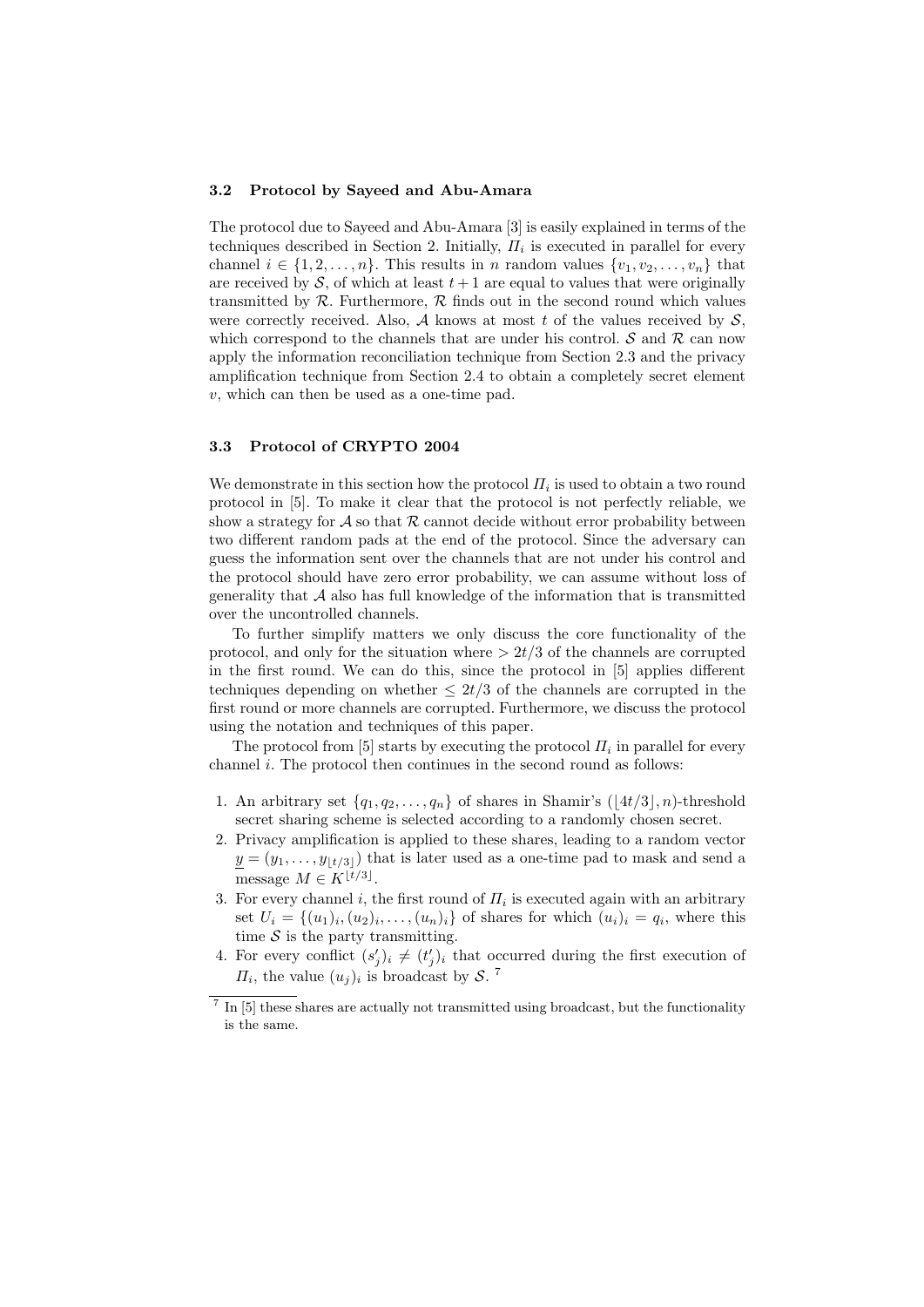### 3.2 Protocol by Sayeed and Abu-Amara

The protocol due to Sayeed and Abu-Amara [3] is easily explained in terms of the techniques described in Section 2. Initially, $\Pi_i$ is executed in parallel for every channel $i \in \{1, 2, \ldots, n\}$. This results in $n$ random values $\{v_1, v_2, \ldots, v_n\}$ that are received by $\mathcal{S}$, of which at least $t+1$ are equal to values that were originally transmitted by $\mathcal{R}$. Furthermore, $\mathcal{R}$ finds out in the second round which values were correctly received. Also, $\mathcal{A}$ knows at most $t$ of the values received by $\mathcal{S}$, which correspond to the channels that are under his control. $\mathcal{S}$ and $\mathcal{R}$ can now apply the information reconciliation technique from Section 2.3 and the privacy amplification technique from Section 2.4 to obtain a completely secret element $v$, which can then be used as a one-time pad.

### 3.3 Protocol of CRYPTO 2004

We demonstrate in this section how the protocol $\Pi_i$ is used to obtain a two round protocol in [5]. To make it clear that the protocol is not perfectly reliable, we show a strategy for $\mathcal{A}$ so that $\mathcal{R}$ cannot decide without error probability between two different random pads at the end of the protocol. Since the adversary can guess the information sent over the channels that are not under his control and the protocol should have zero error probability, we can assume without loss of generality that $\mathcal{A}$ also has full knowledge of the information that is transmitted over the uncontrolled channels.

To further simplify matters we only discuss the core functionality of the protocol, and only for the situation where $> 2t/3$ of the channels are corrupted in the first round. We can do this, since the protocol in [5] applies different techniques depending on whether $\leq 2t/3$ of the channels are corrupted in the first round or more channels are corrupted. Furthermore, we discuss the protocol using the notation and techniques of this paper.

The protocol from [5] starts by executing the protocol $\Pi_i$ in parallel for every channel $i$. The protocol then continues in the second round as follows:

1. An arbitrary set $\{q_1, q_2, \ldots, q_n\}$ of shares in Shamir's $(\lfloor 4t/3 \rfloor, n)$-threshold secret sharing scheme is selected according to a randomly chosen secret.
2. Privacy amplification is applied to these shares, leading to a random vector $\underline{y} = (y_1, \ldots, y_{\lfloor t/3 \rfloor})$ that is later used as a one-time pad to mask and send a message $M \in K^{\lfloor t/3 \rfloor}$.
3. For every channel $i$, the first round of $\Pi_i$ is executed again with an arbitrary set $U_i = \{(u_1)_i, (u_2)_i, \ldots, (u_n)_i\}$ of shares for which $(u_i)_i = q_i$, where this time $\mathcal{S}$ is the party transmitting.
4. For every conflict $(s'_j)_i \neq (t'_j)_i$ that occurred during the first execution of $\Pi_i$, the value $(u_j)_i$ is broadcast by $\mathcal{S}$. [7]

[7] In [5] these shares are actually not transmitted using broadcast, but the functionality is the same.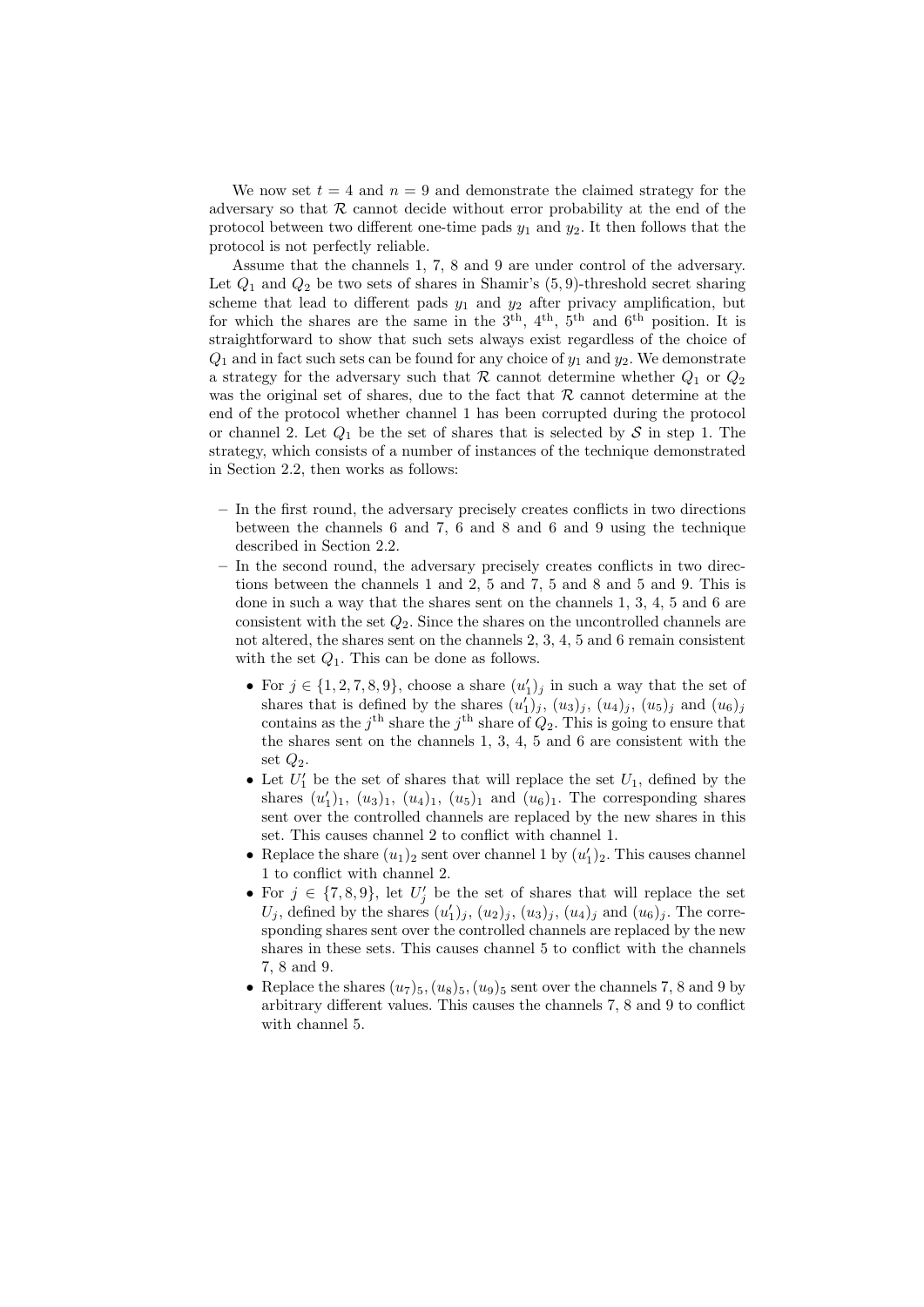We now set $t = 4$ and $n = 9$ and demonstrate the claimed strategy for the adversary so that $\mathcal{R}$ cannot decide without error probability at the end of the protocol between two different one-time pads $y_1$ and $y_2$. It then follows that the protocol is not perfectly reliable.

Assume that the channels 1, 7, 8 and 9 are under control of the adversary. Let $Q_1$ and $Q_2$ be two sets of shares in Shamir's $(5, 9)$-threshold secret sharing scheme that lead to different pads $y_1$ and $y_2$ after privacy amplification, but for which the shares are the same in the $3^{\text{th}}$, $4^{\text{th}}$, $5^{\text{th}}$ and $6^{\text{th}}$ position. It is straightforward to show that such sets always exist regardless of the choice of $Q_1$ and in fact such sets can be found for any choice of $y_1$ and $y_2$. We demonstrate a strategy for the adversary such that $\mathcal{R}$ cannot determine whether $Q_1$ or $Q_2$ was the original set of shares, due to the fact that $\mathcal{R}$ cannot determine at the end of the protocol whether channel 1 has been corrupted during the protocol or channel 2. Let $Q_1$ be the set of shares that is selected by $\mathcal{S}$ in step 1. The strategy, which consists of a number of instances of the technique demonstrated in Section 2.2, then works as follows:

- In the first round, the adversary precisely creates conflicts in two directions between the channels 6 and 7, 6 and 8 and 6 and 9 using the technique described in Section 2.2.
- In the second round, the adversary precisely creates conflicts in two directions between the channels 1 and 2, 5 and 7, 5 and 8 and 5 and 9. This is done in such a way that the shares sent on the channels 1, 3, 4, 5 and 6 are consistent with the set $Q_2$. Since the shares on the uncontrolled channels are not altered, the shares sent on the channels 2, 3, 4, 5 and 6 remain consistent with the set $Q_1$. This can be done as follows.
  - For $j \in \{1, 2, 7, 8, 9\}$, choose a share $(u'_1)_j$ in such a way that the set of shares that is defined by the shares $(u'_1)_j$, $(u_3)_j$, $(u_4)_j$, $(u_5)_j$ and $(u_6)_j$ contains as the $j^{\text{th}}$ share the $j^{\text{th}}$ share of $Q_2$. This is going to ensure that the shares sent on the channels 1, 3, 4, 5 and 6 are consistent with the set $Q_2$.
  - Let $U'_1$ be the set of shares that will replace the set $U_1$, defined by the shares $(u'_1)_1$, $(u_3)_1$, $(u_4)_1$, $(u_5)_1$ and $(u_6)_1$. The corresponding shares sent over the controlled channels are replaced by the new shares in this set. This causes channel 2 to conflict with channel 1.
  - Replace the share $(u_1)_2$ sent over channel 1 by $(u'_1)_2$. This causes channel 1 to conflict with channel 2.
  - For $j \in \{7, 8, 9\}$, let $U'_j$ be the set of shares that will replace the set $U_j$, defined by the shares $(u'_1)_j$, $(u_2)_j$, $(u_3)_j$, $(u_4)_j$ and $(u_6)_j$. The corresponding shares sent over the controlled channels are replaced by the new shares in these sets. This causes channel 5 to conflict with the channels 7, 8 and 9.
  - Replace the shares $(u_7)_5, (u_8)_5, (u_9)_5$ sent over the channels 7, 8 and 9 by arbitrary different values. This causes the channels 7, 8 and 9 to conflict with channel 5.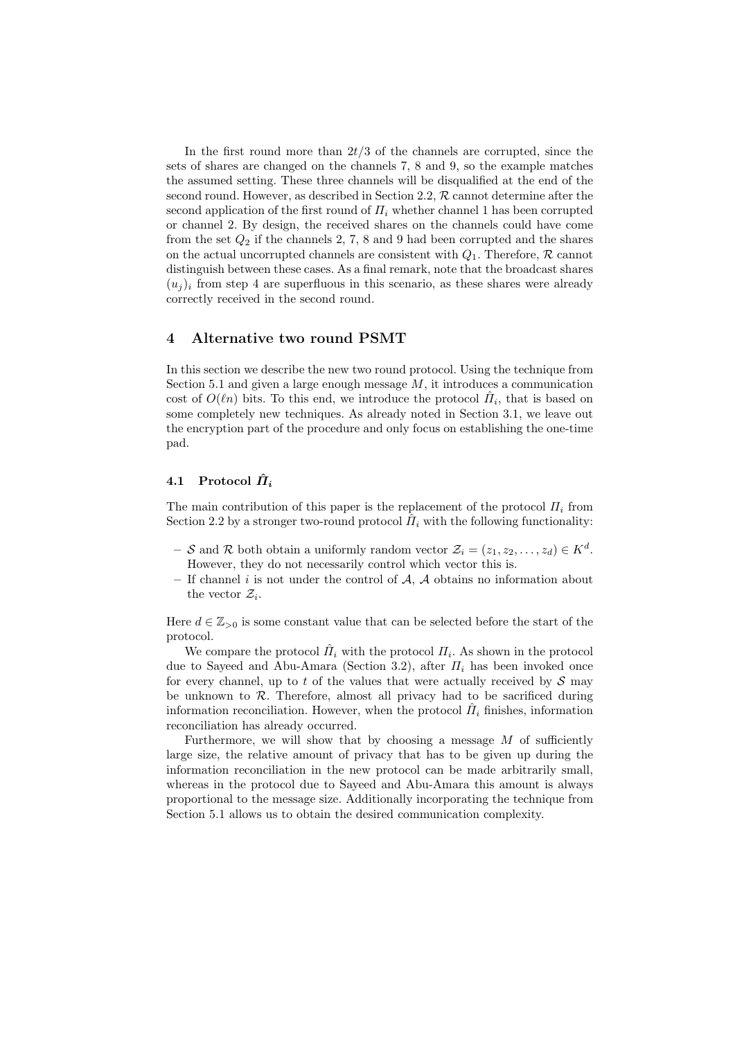In the first round more than $2t/3$ of the channels are corrupted, since the sets of shares are changed on the channels 7, 8 and 9, so the example matches the assumed setting. These three channels will be disqualified at the end of the second round. However, as described in Section 2.2, $\mathcal{R}$ cannot determine after the second application of the first round of $\Pi_i$ whether channel 1 has been corrupted or channel 2. By design, the received shares on the channels could have come from the set $Q_2$ if the channels 2, 7, 8 and 9 had been corrupted and the shares on the actual uncorrupted channels are consistent with $Q_1$. Therefore, $\mathcal{R}$ cannot distinguish between these cases. As a final remark, note that the broadcast shares $(u_j)_i$ from step 4 are superfluous in this scenario, as these shares were already correctly received in the second round.

## 4 Alternative two round PSMT

In this section we describe the new two round protocol. Using the technique from Section 5.1 and given a large enough message $M$, it introduces a communication cost of $O(\ell n)$ bits. To this end, we introduce the protocol $\hat{\Pi}_i$, that is based on some completely new techniques. As already noted in Section 3.1, we leave out the encryption part of the procedure and only focus on establishing the one-time pad.

### 4.1 Protocol $\hat{\Pi}_i$

The main contribution of this paper is the replacement of the protocol $\Pi_i$ from Section 2.2 by a stronger two-round protocol $\hat{\Pi}_i$ with the following functionality:

- $\mathcal{S}$ and $\mathcal{R}$ both obtain a uniformly random vector $\mathcal{Z}_i = (z_1, z_2, \ldots, z_d) \in K^d$. However, they do not necessarily control which vector this is.
- If channel $i$ is not under the control of $\mathcal{A}$, $\mathcal{A}$ obtains no information about the vector $\mathcal{Z}_i$.

Here $d \in \mathbb{Z}_{>0}$ is some constant value that can be selected before the start of the protocol.

We compare the protocol $\hat{\Pi}_i$ with the protocol $\Pi_i$. As shown in the protocol due to Sayeed and Abu-Amara (Section 3.2), after $\Pi_i$ has been invoked once for every channel, up to $t$ of the values that were actually received by $\mathcal{S}$ may be unknown to $\mathcal{R}$. Therefore, almost all privacy had to be sacrificed during information reconciliation. However, when the protocol $\hat{\Pi}_i$ finishes, information reconciliation has already occurred.

Furthermore, we will show that by choosing a message $M$ of sufficiently large size, the relative amount of privacy that has to be given up during the information reconciliation in the new protocol can be made arbitrarily small, whereas in the protocol due to Sayeed and Abu-Amara this amount is always proportional to the message size. Additionally incorporating the technique from Section 5.1 allows us to obtain the desired communication complexity.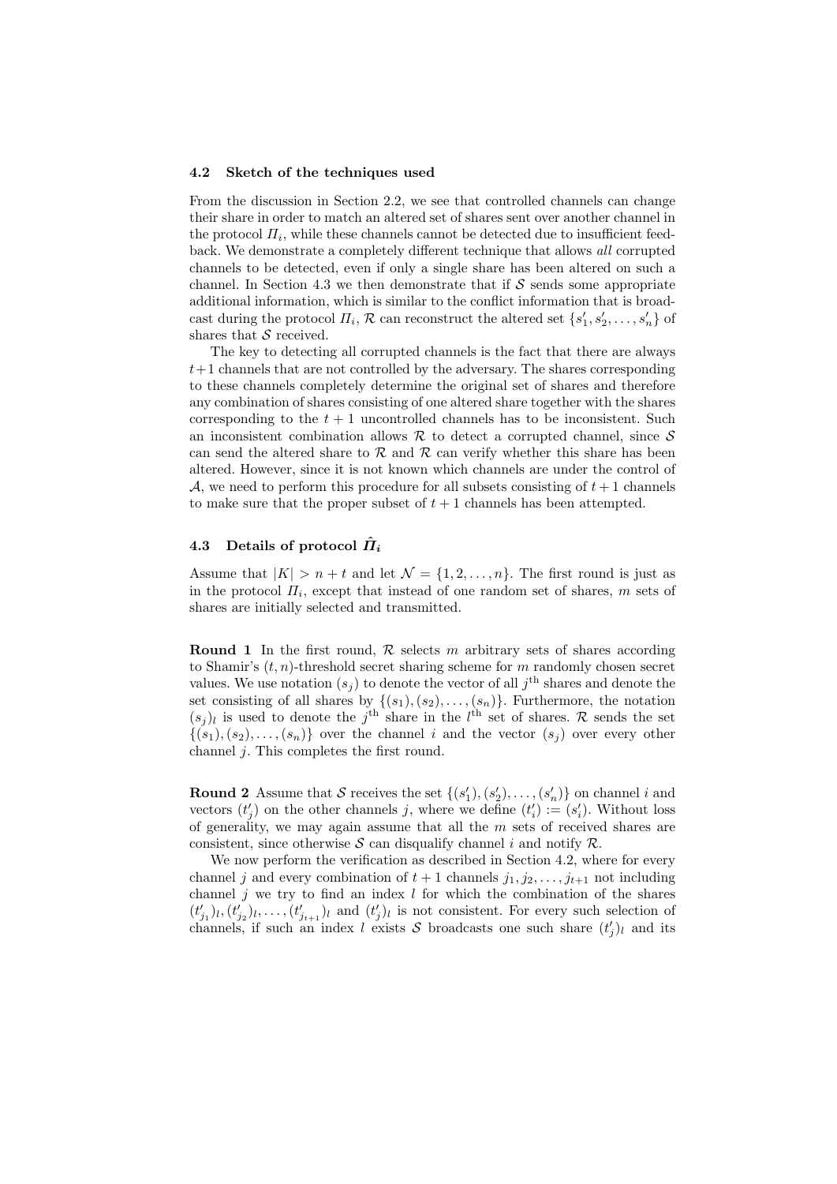### 4.2 Sketch of the techniques used

From the discussion in Section 2.2, we see that controlled channels can change their share in order to match an altered set of shares sent over another channel in the protocol $\Pi_i$, while these channels cannot be detected due to insufficient feedback. We demonstrate a completely different technique that allows *all* corrupted channels to be detected, even if only a single share has been altered on such a channel. In Section 4.3 we then demonstrate that if $\mathcal{S}$ sends some appropriate additional information, which is similar to the conflict information that is broadcast during the protocol $\Pi_i$, $\mathcal{R}$ can reconstruct the altered set $\{s'_1, s'_2, \ldots, s'_n\}$ of shares that $\mathcal{S}$ received.

The key to detecting all corrupted channels is the fact that there are always $t+1$ channels that are not controlled by the adversary. The shares corresponding to these channels completely determine the original set of shares and therefore any combination of shares consisting of one altered share together with the shares corresponding to the $t+1$ uncontrolled channels has to be inconsistent. Such an inconsistent combination allows $\mathcal{R}$ to detect a corrupted channel, since $\mathcal{S}$ can send the altered share to $\mathcal{R}$ and $\mathcal{R}$ can verify whether this share has been altered. However, since it is not known which channels are under the control of $\mathcal{A}$, we need to perform this procedure for all subsets consisting of $t+1$ channels to make sure that the proper subset of $t+1$ channels has been attempted.

### 4.3 Details of protocol $\hat{\Pi}_i$

Assume that $|K| > n + t$ and let $\mathcal{N} = \{1, 2, \ldots, n\}$. The first round is just as in the protocol $\Pi_i$, except that instead of one random set of shares, $m$ sets of shares are initially selected and transmitted.

**Round 1** In the first round, $\mathcal{R}$ selects $m$ arbitrary sets of shares according to Shamir's $(t, n)$-threshold secret sharing scheme for $m$ randomly chosen secret values. We use notation $(s_j)$ to denote the vector of all $j^{\text{th}}$ shares and denote the set consisting of all shares by $\{(s_1), (s_2), \ldots, (s_n)\}$. Furthermore, the notation $(s_j)_l$ is used to denote the $j^{\text{th}}$ share in the $l^{\text{th}}$ set of shares. $\mathcal{R}$ sends the set $\{(s_1), (s_2), \ldots, (s_n)\}$ over the channel $i$ and the vector $(s_j)$ over every other channel $j$. This completes the first round.

**Round 2** Assume that $\mathcal{S}$ receives the set $\{(s'_1), (s'_2), \ldots, (s'_n)\}$ on channel $i$ and vectors $(t'_j)$ on the other channels $j$, where we define $(t'_i) := (s'_i)$. Without loss of generality, we may again assume that all the $m$ sets of received shares are consistent, since otherwise $\mathcal{S}$ can disqualify channel $i$ and notify $\mathcal{R}$.

We now perform the verification as described in Section 4.2, where for every channel $j$ and every combination of $t+1$ channels $j_1, j_2, \ldots, j_{t+1}$ not including channel $j$ we try to find an index $l$ for which the combination of the shares $(t'_{j_1})_l, (t'_{j_2})_l, \ldots, (t'_{j_{t+1}})_l$ and $(t'_j)_l$ is not consistent. For every such selection of channels, if such an index $l$ exists $\mathcal{S}$ broadcasts one such share $(t'_j)_l$ and its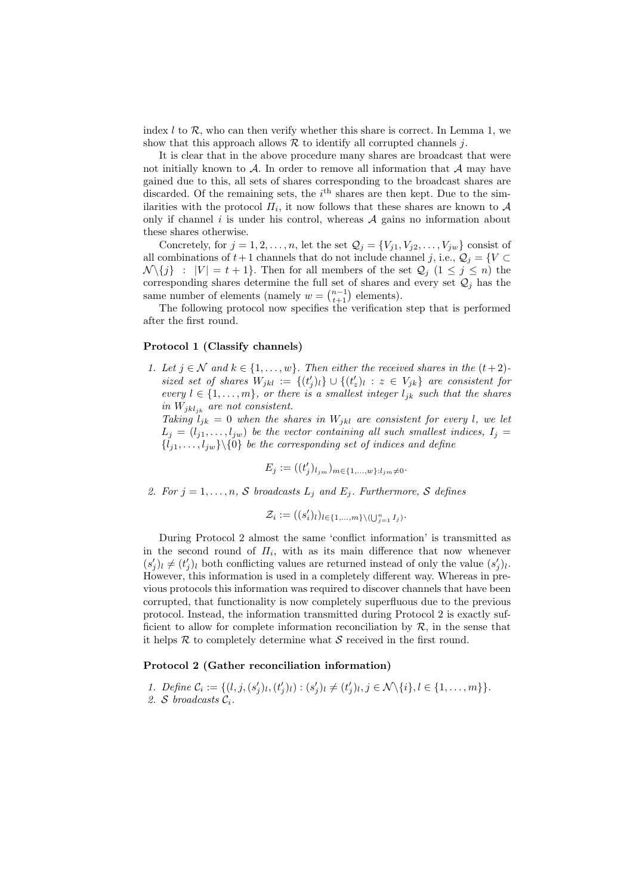index $l$ to $\mathcal{R}$, who can then verify whether this share is correct. In Lemma 1, we show that this approach allows $\mathcal{R}$ to identify all corrupted channels $j$.

It is clear that in the above procedure many shares are broadcast that were not initially known to $\mathcal{A}$. In order to remove all information that $\mathcal{A}$ may have gained due to this, all sets of shares corresponding to the broadcast shares are discarded. Of the remaining sets, the $i^{\text{th}}$ shares are then kept. Due to the similarities with the protocol $\Pi_i$, it now follows that these shares are known to $\mathcal{A}$ only if channel $i$ is under his control, whereas $\mathcal{A}$ gains no information about these shares otherwise.

Concretely, for $j = 1, 2, \ldots, n$, let the set $\mathcal{Q}_j = \{V_{j1}, V_{j2}, \ldots, V_{jw}\}$ consist of all combinations of $t+1$ channels that do not include channel $j$, i.e., $\mathcal{Q}_j = \{V \subset \mathcal{N}\backslash\{j\} \ : \ |V| = t+1\}$. Then for all members of the set $\mathcal{Q}_j$ ($1 \leq j \leq n$) the corresponding shares determine the full set of shares and every set $\mathcal{Q}_j$ has the same number of elements (namely $w = \binom{n-1}{t+1}$ elements).

The following protocol now specifies the verification step that is performed after the first round.

**Protocol 1 (Classify channels)**

1. *Let $j \in \mathcal{N}$ and $k \in \{1, \ldots, w\}$. Then either the received shares in the $(t+2)$-sized set of shares $W_{jkl} := \{(t'_j)_l\} \cup \{(t'_z)_l : z \in V_{jk}\}$ are consistent for every $l \in \{1, \ldots, m\}$, or there is a smallest integer $l_{jk}$ such that the shares in $W_{jkl_{jk}}$ are not consistent.*
   *Taking $l_{jk} = 0$ when the shares in $W_{jkl}$ are consistent for every $l$, we let $L_j = (l_{j1}, \ldots, l_{jw})$ be the vector containing all such smallest indices, $I_j = \{l_{j1}, \ldots, l_{jw}\}\backslash\{0\}$ be the corresponding set of indices and define*
   $$E_j := ((t'_j)_{l_{jm}})_{m \in \{1,\ldots,w\} : l_{jm} \neq 0}.$$
2. *For $j = 1, \ldots, n$, $\mathcal{S}$ broadcasts $L_j$ and $E_j$. Furthermore, $\mathcal{S}$ defines*
   $$\mathcal{Z}_i := ((s'_i)_l)_{l \in \{1,\ldots,m\}\backslash(\bigcup_{j=1}^{n} I_j)}.$$

During Protocol 2 almost the same 'conflict information' is transmitted as in the second round of $\Pi_i$, with as its main difference that now whenever $(s'_j)_l \neq (t'_j)_l$ both conflicting values are returned instead of only the value $(s'_j)_l$. However, this information is used in a completely different way. Whereas in previous protocols this information was required to discover channels that have been corrupted, that functionality is now completely superfluous due to the previous protocol. Instead, the information transmitted during Protocol 2 is exactly sufficient to allow for complete information reconciliation by $\mathcal{R}$, in the sense that it helps $\mathcal{R}$ to completely determine what $\mathcal{S}$ received in the first round.

**Protocol 2 (Gather reconciliation information)**

1. *Define $\mathcal{C}_i := \{(l, j, (s'_j)_l, (t'_j)_l) : (s'_j)_l \neq (t'_j)_l, j \in \mathcal{N}\backslash\{i\}, l \in \{1, \ldots, m\}\}$.*
2. *$\mathcal{S}$ broadcasts $\mathcal{C}_i$.*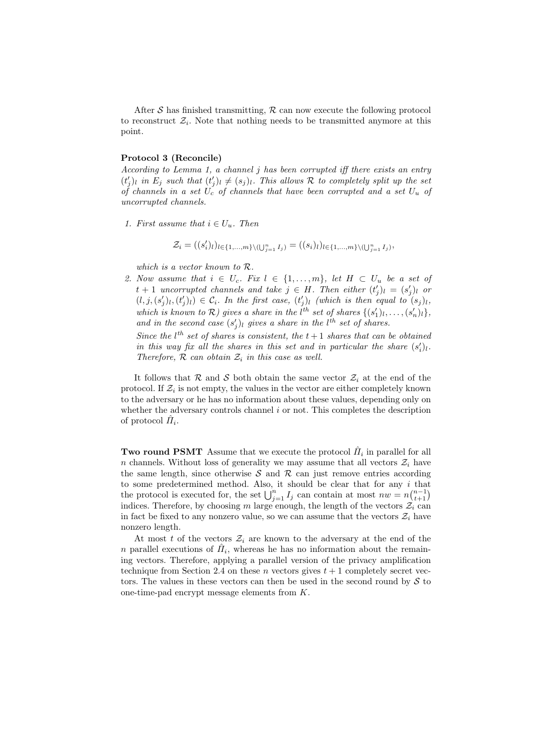After $\mathcal{S}$ has finished transmitting, $\mathcal{R}$ can now execute the following protocol to reconstruct $\mathcal{Z}_i$. Note that nothing needs to be transmitted anymore at this point.

**Protocol 3 (Reconcile)**

*According to Lemma 1, a channel $j$ has been corrupted iff there exists an entry $(t'_j)_l$ in $E_j$ such that $(t'_j)_l \neq (s_j)_l$. This allows $\mathcal{R}$ to completely split up the set of channels in a set $U_c$ of channels that have been corrupted and a set $U_u$ of uncorrupted channels.*

1. *First assume that $i \in U_u$. Then*

$$\mathcal{Z}_i = ((s'_i)_l)_{l \in \{1,\ldots,m\} \setminus (\bigcup_{j=1}^n I_j)} = ((s_i)_l)_{l \in \{1,\ldots,m\} \setminus (\bigcup_{j=1}^n I_j)},$$

   *which is a vector known to $\mathcal{R}$.*

2. *Now assume that $i \in U_c$. Fix $l \in \{1,\ldots,m\}$, let $H \subset U_u$ be a set of $t+1$ uncorrupted channels and take $j \in H$. Then either $(t'_j)_l = (s'_j)_l$ or $(l, j, (s'_j)_l, (t'_j)_l) \in \mathcal{C}_i$. In the first case, $(t'_j)_l$ (which is then equal to $(s_j)_l$, which is known to $\mathcal{R}$) gives a share in the $l^{th}$ set of shares $\{(s'_1)_l, \ldots, (s'_n)_l\}$, and in the second case $(s'_j)_l$ gives a share in the $l^{th}$ set of shares.*

   *Since the $l^{th}$ set of shares is consistent, the $t+1$ shares that can be obtained in this way fix all the shares in this set and in particular the share $(s'_i)_l$. Therefore, $\mathcal{R}$ can obtain $\mathcal{Z}_i$ in this case as well.*

It follows that $\mathcal{R}$ and $\mathcal{S}$ both obtain the same vector $\mathcal{Z}_i$ at the end of the protocol. If $\mathcal{Z}_i$ is not empty, the values in the vector are either completely known to the adversary or he has no information about these values, depending only on whether the adversary controls channel $i$ or not. This completes the description of protocol $\hat{\Pi}_i$.

**Two round PSMT** Assume that we execute the protocol $\hat{\Pi}_i$ in parallel for all $n$ channels. Without loss of generality we may assume that all vectors $\mathcal{Z}_i$ have the same length, since otherwise $\mathcal{S}$ and $\mathcal{R}$ can just remove entries according to some predetermined method. Also, it should be clear that for any $i$ that the protocol is executed for, the set $\bigcup_{j=1}^n I_j$ can contain at most $nw = n\binom{n-1}{t+1}$ indices. Therefore, by choosing $m$ large enough, the length of the vectors $\mathcal{Z}_i$ can in fact be fixed to any nonzero value, so we can assume that the vectors $\mathcal{Z}_i$ have nonzero length.

At most $t$ of the vectors $\mathcal{Z}_i$ are known to the adversary at the end of the $n$ parallel executions of $\hat{\Pi}_i$, whereas he has no information about the remaining vectors. Therefore, applying a parallel version of the privacy amplification technique from Section 2.4 on these $n$ vectors gives $t+1$ completely secret vectors. The values in these vectors can then be used in the second round by $\mathcal{S}$ to one-time-pad encrypt message elements from $K$.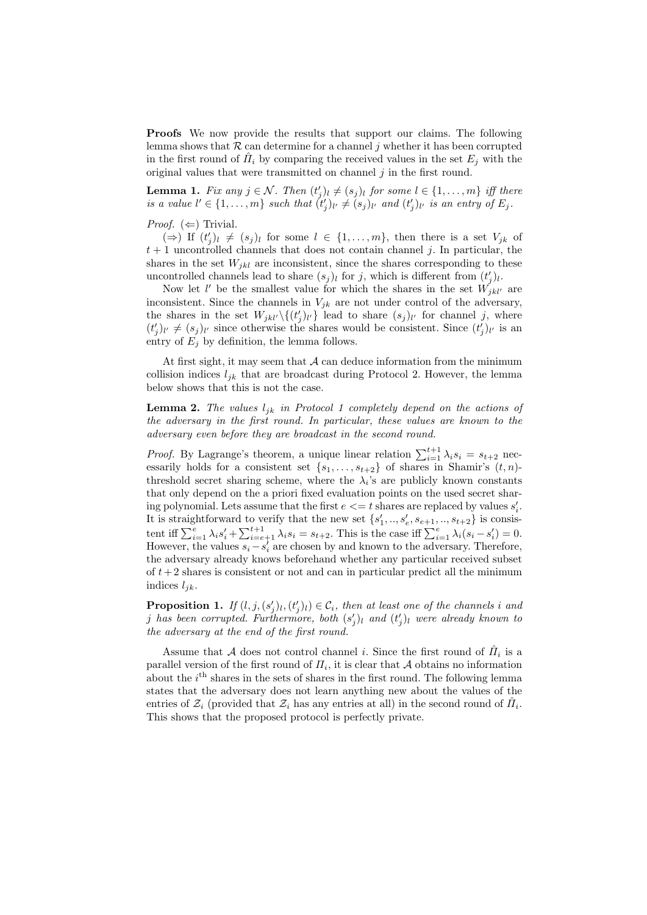**Proofs** We now provide the results that support our claims. The following lemma shows that $\mathcal{R}$ can determine for a channel $j$ whether it has been corrupted in the first round of $\hat{\Pi}_i$ by comparing the received values in the set $E_j$ with the original values that were transmitted on channel $j$ in the first round.

**Lemma 1.** *Fix any $j \in \mathcal{N}$. Then $(t'_j)_l \neq (s_j)_l$ for some $l \in \{1, \ldots, m\}$ iff there is a value $l' \in \{1, \ldots, m\}$ such that $(t'_j)_{l'} \neq (s_j)_{l'}$ and $(t'_j)_{l'}$ is an entry of $E_j$.*

*Proof.* ($\Leftarrow$) Trivial.

($\Rightarrow$) If $(t'_j)_l \neq (s_j)_l$ for some $l \in \{1, \ldots, m\}$, then there is a set $V_{jk}$ of $t+1$ uncontrolled channels that does not contain channel $j$. In particular, the shares in the set $W_{jkl}$ are inconsistent, since the shares corresponding to these uncontrolled channels lead to share $(s_j)_l$ for $j$, which is different from $(t'_j)_l$.

Now let $l'$ be the smallest value for which the shares in the set $W_{jkl'}$ are inconsistent. Since the channels in $V_{jk}$ are not under control of the adversary, the shares in the set $W_{jkl'} \backslash \{(t'_j)_{l'}\}$ lead to share $(s_j)_{l'}$ for channel $j$, where $(t'_j)_{l'} \neq (s_j)_{l'}$ since otherwise the shares would be consistent. Since $(t'_j)_{l'}$ is an entry of $E_j$ by definition, the lemma follows.

At first sight, it may seem that $\mathcal{A}$ can deduce information from the minimum collision indices $l_{jk}$ that are broadcast during Protocol 2. However, the lemma below shows that this is not the case.

**Lemma 2.** *The values $l_{jk}$ in Protocol 1 completely depend on the actions of the adversary in the first round. In particular, these values are known to the adversary even before they are broadcast in the second round.*

*Proof.* By Lagrange's theorem, a unique linear relation $\sum_{i=1}^{t+1} \lambda_i s_i = s_{t+2}$ necessarily holds for a consistent set $\{s_1, \ldots, s_{t+2}\}$ of shares in Shamir's $(t, n)$-threshold secret sharing scheme, where the $\lambda_i$'s are publicly known constants that only depend on the a priori fixed evaluation points on the used secret sharing polynomial. Lets assume that the first $e <= t$ shares are replaced by values $s'_i$. It is straightforward to verify that the new set $\{s'_1, .., s'_e, s_{e+1}, .., s_{t+2}\}$ is consistent iff $\sum_{i=1}^{e} \lambda_i s'_i + \sum_{i=e+1}^{t+1} \lambda_i s_i = s_{t+2}$. This is the case iff $\sum_{i=1}^{e} \lambda_i (s_i - s'_i) = 0$. However, the values $s_i - s'_i$ are chosen by and known to the adversary. Therefore, the adversary already knows beforehand whether any particular received subset of $t+2$ shares is consistent or not and can in particular predict all the minimum indices $l_{jk}$.

**Proposition 1.** *If $(l, j, (s'_j)_l, (t'_j)_l) \in \mathcal{C}_i$, then at least one of the channels $i$ and $j$ has been corrupted. Furthermore, both $(s'_j)_l$ and $(t'_j)_l$ were already known to the adversary at the end of the first round.*

Assume that $\mathcal{A}$ does not control channel $i$. Since the first round of $\hat{\Pi}_i$ is a parallel version of the first round of $\Pi_i$, it is clear that $\mathcal{A}$ obtains no information about the $i^{\text{th}}$ shares in the sets of shares in the first round. The following lemma states that the adversary does not learn anything new about the values of the entries of $\mathcal{Z}_i$ (provided that $\mathcal{Z}_i$ has any entries at all) in the second round of $\hat{\Pi}_i$. This shows that the proposed protocol is perfectly private.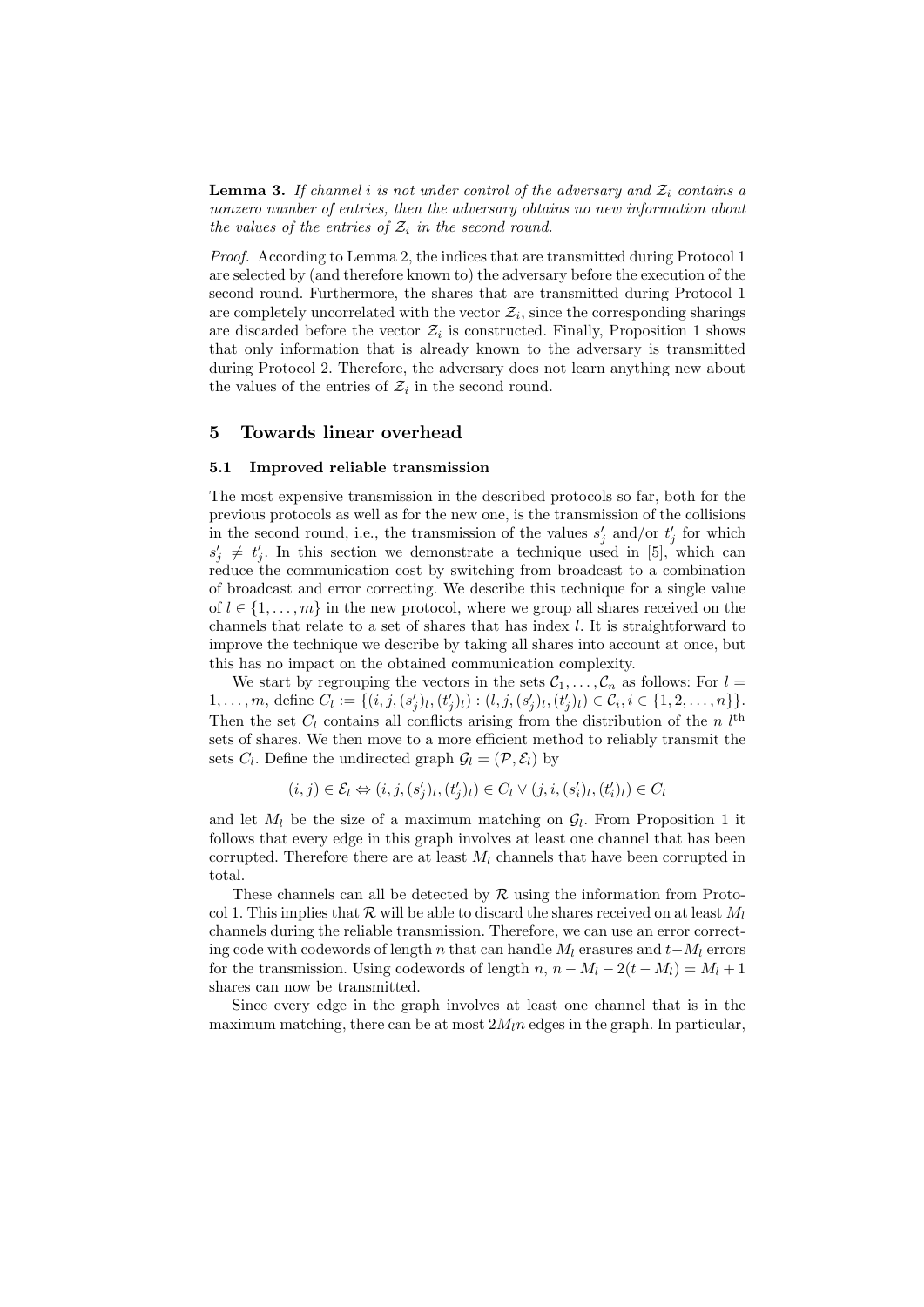**Lemma 3.** *If channel $i$ is not under control of the adversary and $\mathcal{Z}_i$ contains a nonzero number of entries, then the adversary obtains no new information about the values of the entries of $\mathcal{Z}_i$ in the second round.*

*Proof.* According to Lemma 2, the indices that are transmitted during Protocol 1 are selected by (and therefore known to) the adversary before the execution of the second round. Furthermore, the shares that are transmitted during Protocol 1 are completely uncorrelated with the vector $\mathcal{Z}_i$, since the corresponding sharings are discarded before the vector $\mathcal{Z}_i$ is constructed. Finally, Proposition 1 shows that only information that is already known to the adversary is transmitted during Protocol 2. Therefore, the adversary does not learn anything new about the values of the entries of $\mathcal{Z}_i$ in the second round.

## 5 Towards linear overhead

### 5.1 Improved reliable transmission

The most expensive transmission in the described protocols so far, both for the previous protocols as well as for the new one, is the transmission of the collisions in the second round, i.e., the transmission of the values $s'_j$ and/or $t'_j$ for which $s'_j \neq t'_j$. In this section we demonstrate a technique used in [5], which can reduce the communication cost by switching from broadcast to a combination of broadcast and error correcting. We describe this technique for a single value of $l \in \{1, \ldots, m\}$ in the new protocol, where we group all shares received on the channels that relate to a set of shares that has index $l$. It is straightforward to improve the technique we describe by taking all shares into account at once, but this has no impact on the obtained communication complexity.

We start by regrouping the vectors in the sets $\mathcal{C}_1, \ldots, \mathcal{C}_n$ as follows: For $l = 1, \ldots, m$, define $C_l := \{(i, j, (s'_j)_l, (t'_j)_l) : (l, j, (s'_j)_l, (t'_j)_l) \in \mathcal{C}_i, i \in \{1, 2, \ldots, n\}\}$. Then the set $C_l$ contains all conflicts arising from the distribution of the $n$ $l^{\text{th}}$ sets of shares. We then move to a more efficient method to reliably transmit the sets $C_l$. Define the undirected graph $\mathcal{G}_l = (\mathcal{P}, \mathcal{E}_l)$ by

$$(i, j) \in \mathcal{E}_l \Leftrightarrow (i, j, (s'_j)_l, (t'_j)_l) \in C_l \vee (j, i, (s'_i)_l, (t'_i)_l) \in C_l$$

and let $M_l$ be the size of a maximum matching on $\mathcal{G}_l$. From Proposition 1 it follows that every edge in this graph involves at least one channel that has been corrupted. Therefore there are at least $M_l$ channels that have been corrupted in total.

These channels can all be detected by $\mathcal{R}$ using the information from Protocol 1. This implies that $\mathcal{R}$ will be able to discard the shares received on at least $M_l$ channels during the reliable transmission. Therefore, we can use an error correcting code with codewords of length $n$ that can handle $M_l$ erasures and $t - M_l$ errors for the transmission. Using codewords of length $n$, $n - M_l - 2(t - M_l) = M_l + 1$ shares can now be transmitted.

Since every edge in the graph involves at least one channel that is in the maximum matching, there can be at most $2M_l n$ edges in the graph. In particular,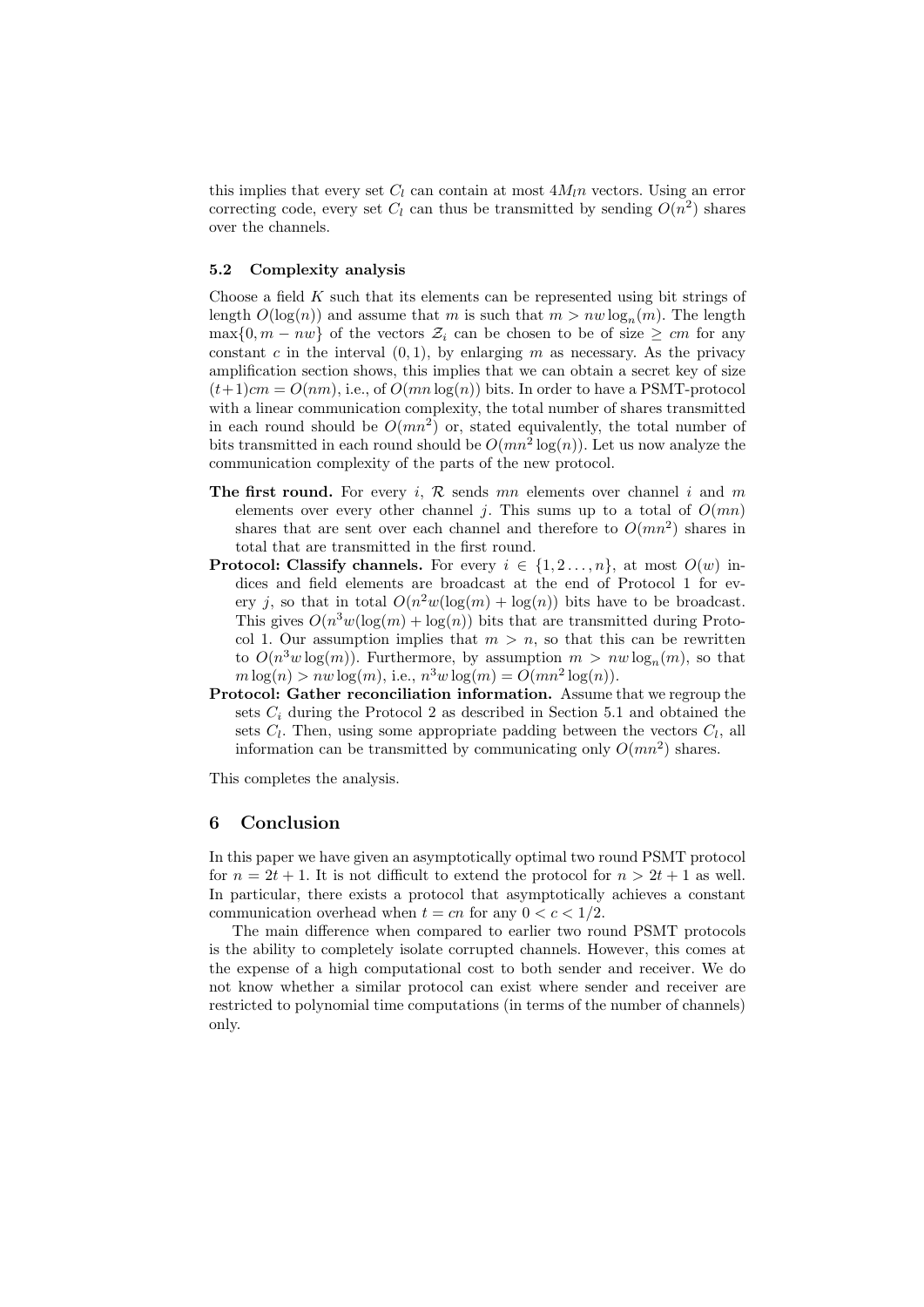this implies that every set $C_l$ can contain at most $4M_l n$ vectors. Using an error correcting code, every set $C_l$ can thus be transmitted by sending $O(n^2)$ shares over the channels.

### 5.2 Complexity analysis

Choose a field $K$ such that its elements can be represented using bit strings of length $O(\log(n))$ and assume that $m$ is such that $m > nw \log_n(m)$. The length $\max\{0, m - nw\}$ of the vectors $\mathcal{Z}_i$ can be chosen to be of size $\geq cm$ for any constant $c$ in the interval $(0, 1)$, by enlarging $m$ as necessary. As the privacy amplification section shows, this implies that we can obtain a secret key of size $(t+1)cm = O(nm)$, i.e., of $O(mn \log(n))$ bits. In order to have a PSMT-protocol with a linear communication complexity, the total number of shares transmitted in each round should be $O(mn^2)$ or, stated equivalently, the total number of bits transmitted in each round should be $O(mn^2 \log(n))$. Let us now analyze the communication complexity of the parts of the new protocol.

- **The first round.** For every $i$, $\mathcal{R}$ sends $mn$ elements over channel $i$ and $m$ elements over every other channel $j$. This sums up to a total of $O(mn)$ shares that are sent over each channel and therefore to $O(mn^2)$ shares in total that are transmitted in the first round.
- **Protocol: Classify channels.** For every $i \in \{1, 2 \ldots, n\}$, at most $O(w)$ indices and field elements are broadcast at the end of Protocol 1 for every $j$, so that in total $O(n^2 w(\log(m) + \log(n))$ bits have to be broadcast. This gives $O(n^3 w(\log(m) + \log(n))$ bits that are transmitted during Protocol 1. Our assumption implies that $m > n$, so that this can be rewritten to $O(n^3 w \log(m))$. Furthermore, by assumption $m > nw \log_n(m)$, so that $m \log(n) > nw \log(m)$, i.e., $n^3 w \log(m) = O(mn^2 \log(n))$.
- **Protocol: Gather reconciliation information.** Assume that we regroup the sets $C_i$ during the Protocol 2 as described in Section 5.1 and obtained the sets $C_l$. Then, using some appropriate padding between the vectors $C_l$, all information can be transmitted by communicating only $O(mn^2)$ shares.

This completes the analysis.

## 6 Conclusion

In this paper we have given an asymptotically optimal two round PSMT protocol for $n = 2t + 1$. It is not difficult to extend the protocol for $n > 2t + 1$ as well. In particular, there exists a protocol that asymptotically achieves a constant communication overhead when $t = cn$ for any $0 < c < 1/2$.

The main difference when compared to earlier two round PSMT protocols is the ability to completely isolate corrupted channels. However, this comes at the expense of a high computational cost to both sender and receiver. We do not know whether a similar protocol can exist where sender and receiver are restricted to polynomial time computations (in terms of the number of channels) only.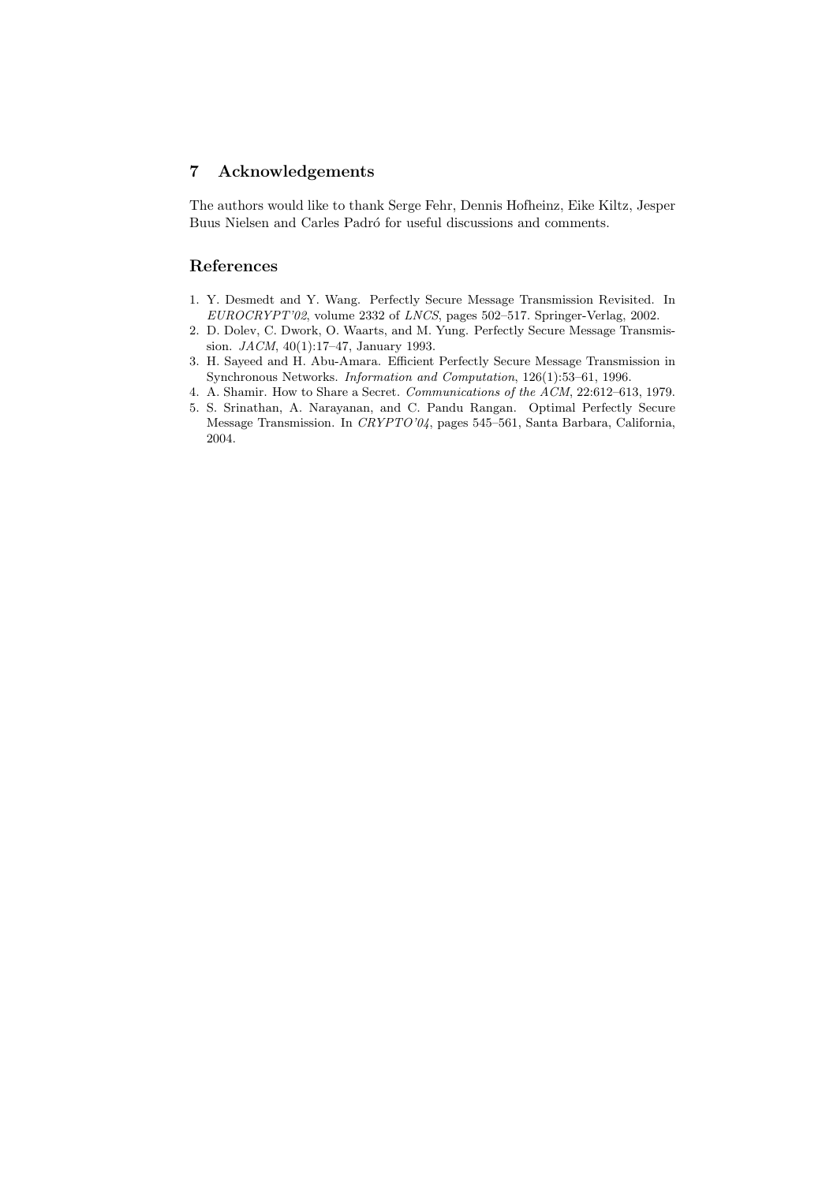## 7 Acknowledgements

The authors would like to thank Serge Fehr, Dennis Hofheinz, Eike Kiltz, Jesper Buus Nielsen and Carles Padró for useful discussions and comments.

## References

1. Y. Desmedt and Y. Wang. Perfectly Secure Message Transmission Revisited. In *EUROCRYPT'02*, volume 2332 of *LNCS*, pages 502–517. Springer-Verlag, 2002.
2. D. Dolev, C. Dwork, O. Waarts, and M. Yung. Perfectly Secure Message Transmission. *JACM*, 40(1):17–47, January 1993.
3. H. Sayeed and H. Abu-Amara. Efficient Perfectly Secure Message Transmission in Synchronous Networks. *Information and Computation*, 126(1):53–61, 1996.
4. A. Shamir. How to Share a Secret. *Communications of the ACM*, 22:612–613, 1979.
5. S. Srinathan, A. Narayanan, and C. Pandu Rangan. Optimal Perfectly Secure Message Transmission. In *CRYPTO'04*, pages 545–561, Santa Barbara, California, 2004.